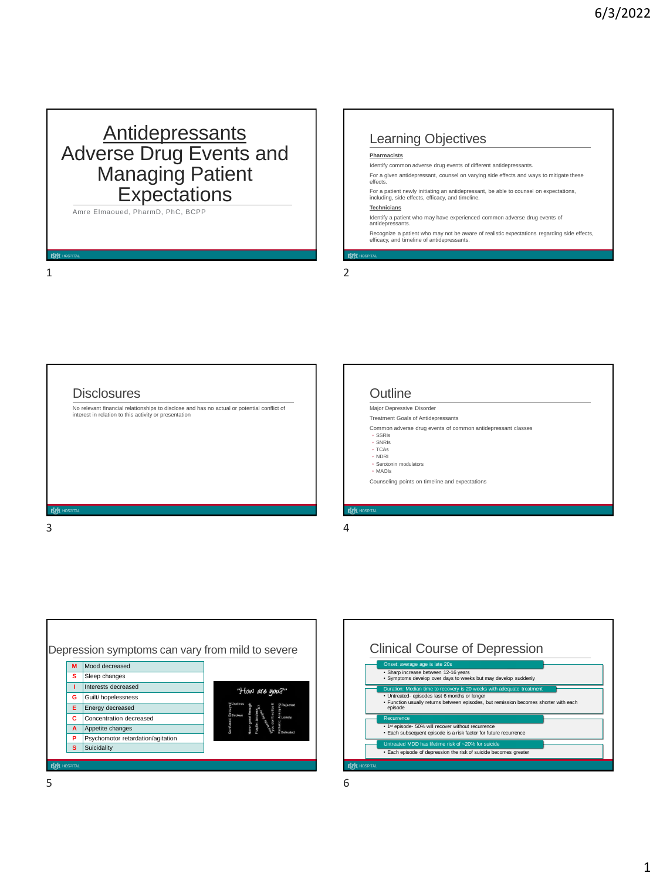# Antidepressants Adverse Drug Events and Managing Patient Expectations

Amre Elmaoued, PharmD, PhC, BCPP

## Learning Objectives

**Pharmacists**

Identify common adverse drug events of different antidepressants.

For a given antidepressant, counsel on varying side effects and ways to mitigate these effects.

For a patient newly initiating an antidepressant, be able to counsel on expectations, including, side effects, efficacy, and timeline.

**Technicians**

Identify a patient who may have experienced common adverse drug events of antidepressants.

Recognize a patient who may not be aware of realistic expectations regarding side effects, efficacy, and timeline of antidepressants.

## Disclosures

No relevant financial relationships to disclose and has no actual or potential conflict of interest in relation to this activity or presentation

## Outline

Major Depressive Disorder

Treatment Goals of Antidepressants

Common adverse drug events of common antidepressant classes
- SSRIs
- SNRIs
- TCAs
- NDRI
- Serotonin modulators
- MAOIs

Counseling points on timeline and expectations

## Depression symptoms can vary from mild to severe

| | |
|---|---|
| M | Mood decreased |
| S | Sleep changes |
| I | Interests decreased |
| G | Guilt/ hopelessness |
| E | Energy decreased |
| C | Concentration decreased |
| A | Appetite changes |
| P | Psychomotor retardation/agitation |
| S | Suicidality |

## Clinical Course of Depression

**Onset: average age is late 20s**
- Sharp increase between 12-16 years
- Symptoms develop over days to weeks but may develop suddenly

**Duration: Median time to recovery is 20 weeks with adequate treatment**
- Untreated- episodes last 6 months or longer
- Function usually returns between episodes, but remission becomes shorter with each episode

**Recurrence**
- 1st episode- 50% will recover without recurrence
- Each subsequent episode is a risk factor for future recurrence

**Untreated MDD has lifetime risk of ~20% for suicide**
- Each episode of depression the risk of suicide becomes greater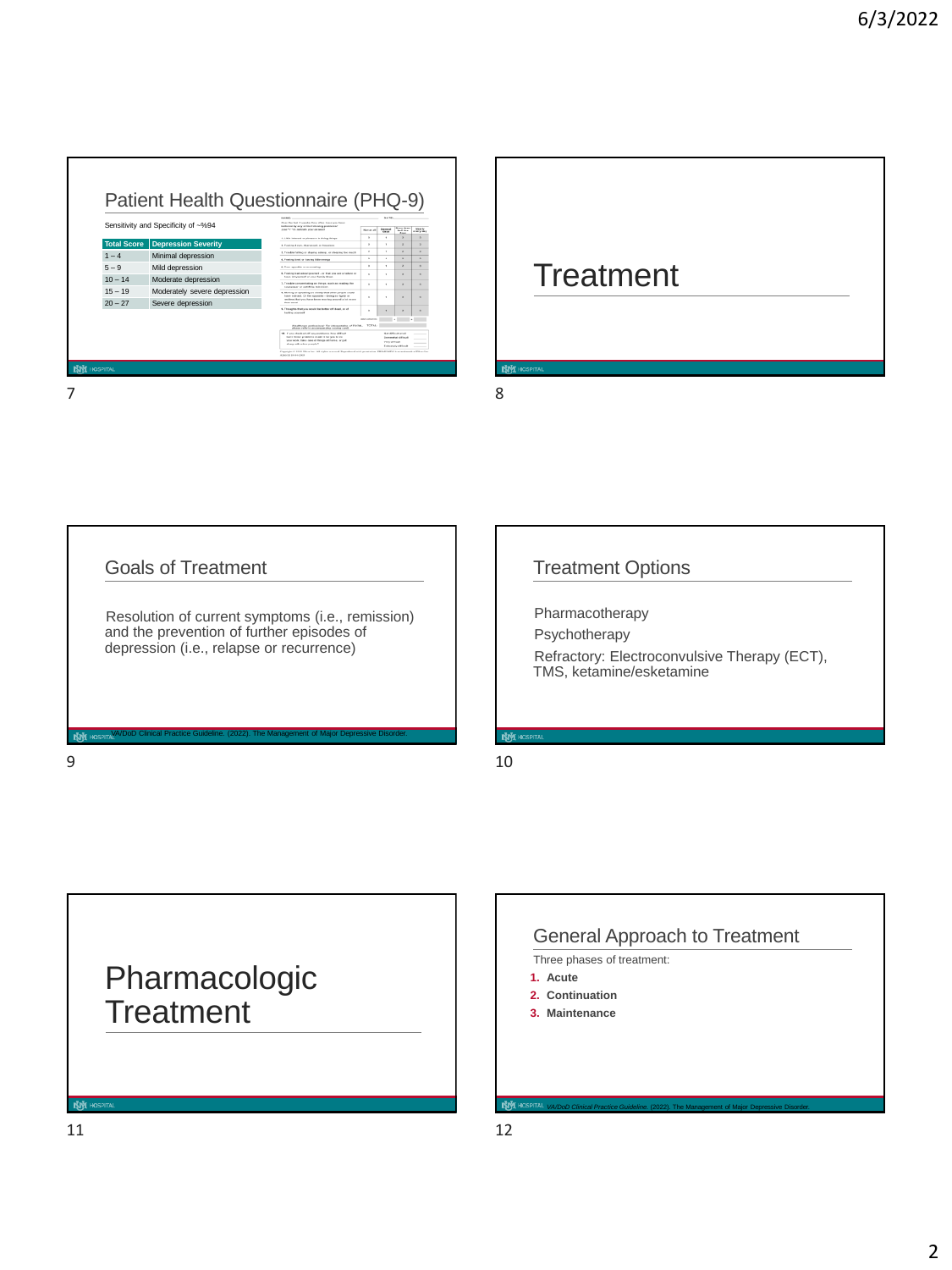## Patient Health Questionnaire (PHQ-9)

Sensitivity and Specificity of ~%94

| Total Score | Depression Severity |
|---|---|
| 1 – 4 | Minimal depression |
| 5 – 9 | Mild depression |
| 10 – 14 | Moderate depression |
| 15 – 19 | Moderately severe depression |
| 20 – 27 | Severe depression |

## Treatment

## Goals of Treatment

Resolution of current symptoms (i.e., remission) and the prevention of further episodes of depression (i.e., relapse or recurrence)

VA/DoD Clinical Practice Guideline. (2022). The Management of Major Depressive Disorder.

## Treatment Options

Pharmacotherapy

Psychotherapy

Refractory: Electroconvulsive Therapy (ECT), TMS, ketamine/esketamine

## Pharmacologic Treatment

## General Approach to Treatment

Three phases of treatment:

1. **Acute**
2. **Continuation**
3. **Maintenance**

*VA/DoD Clinical Practice Guideline.* (2022). The Management of Major Depressive Disorder.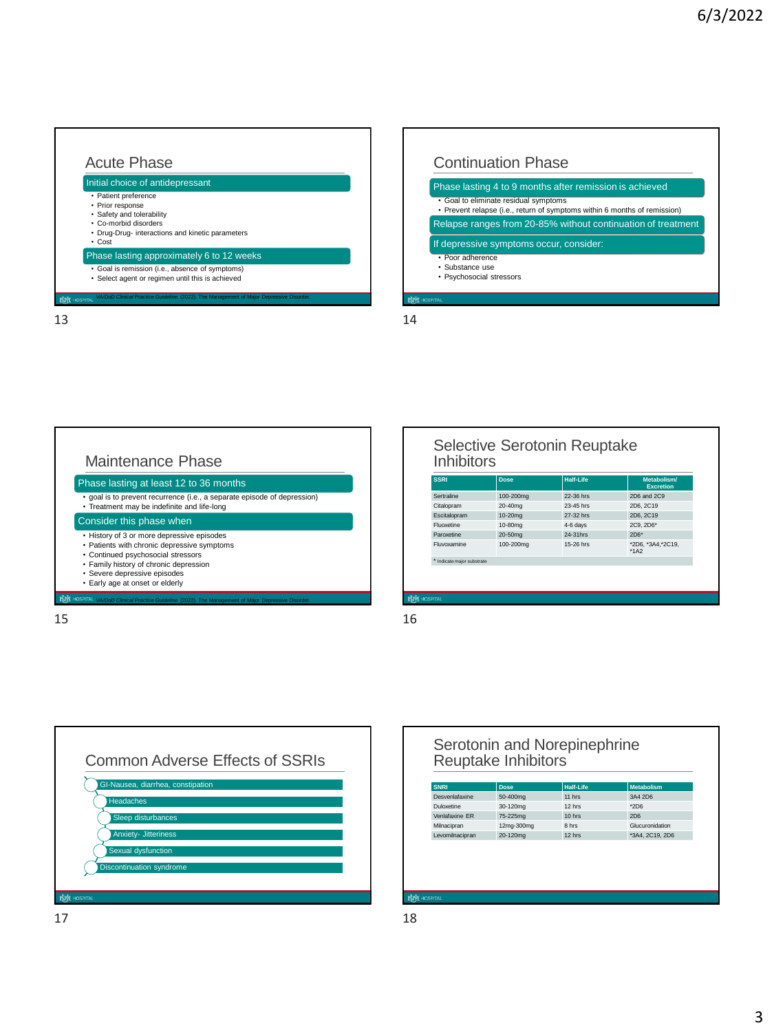## Acute Phase

**Initial choice of antidepressant**

- Patient preference
- Prior response
- Safety and tolerability
- Co-morbid disorders
- Drug-Drug- interactions and kinetic parameters
- Cost

**Phase lasting approximately 6 to 12 weeks**

- Goal is remission (i.e., absence of symptoms)
- Select agent or regimen until this is achieved

*VA/DoD Clinical Practice Guideline.* (2022). The Management of Major Depressive Disorder.

## Continuation Phase

**Phase lasting 4 to 9 months after remission is achieved**

- Goal to eliminate residual symptoms
- Prevent relapse (i.e., return of symptoms within 6 months of remission)

**Relapse ranges from 20-85% without continuation of treatment**

**If depressive symptoms occur, consider:**

- Poor adherence
- Substance use
- Psychosocial stressors

## Maintenance Phase

**Phase lasting at least 12 to 36 months**

- goal is to prevent recurrence (i.e., a separate episode of depression)
- Treatment may be indefinite and life-long

**Consider this phase when**

- History of 3 or more depressive episodes
- Patients with chronic depressive symptoms
- Continued psychosocial stressors
- Family history of chronic depression
- Severe depressive episodes
- Early age at onset or elderly

*VA/DoD Clinical Practice Guideline.* (2022). The Management of Major Depressive Disorder.

## Selective Serotonin Reuptake Inhibitors

| SSRI | Dose | Half-Life | Metabolism/ Excretion |
|---|---|---|---|
| Sertraline | 100-200mg | 22-36 hrs | 2D6 and 2C9 |
| Citalopram | 20-40mg | 23-45 hrs | 2D6, 2C19 |
| Escitalopram | 10-20mg | 27-32 hrs | 2D6, 2C19 |
| Fluoxetine | 10-80mg | 4-6 days | 2C9, 2D6* |
| Paroxetine | 20-50mg | 24-31hrs | 2D6* |
| Fluvoxamine | 100-200mg | 15-26 hrs | *2D6, *3A4,*2C19, *1A2 |

* Indicate major substrate

## Common Adverse Effects of SSRIs

- GI-Nausea, diarrhea, constipation
- Headaches
- Sleep disturbances
- Anxiety- Jitteriness
- Sexual dysfunction
- Discontinuation syndrome

## Serotonin and Norepinephrine Reuptake Inhibitors

| SNRI | Dose | Half-Life | Metabolism |
|---|---|---|---|
| Desvenlafaxine | 50-400mg | 11 hrs | 3A4 2D6 |
| Duloxetine | 30-120mg | 12 hrs | *2D6 |
| Venlafaxine ER | 75-225mg | 10 hrs | 2D6 |
| Milnacipran | 12mg-300mg | 8 hrs | Glucuronidation |
| Levomilnacipran | 20-120mg | 12 hrs | *3A4, 2C19, 2D6 |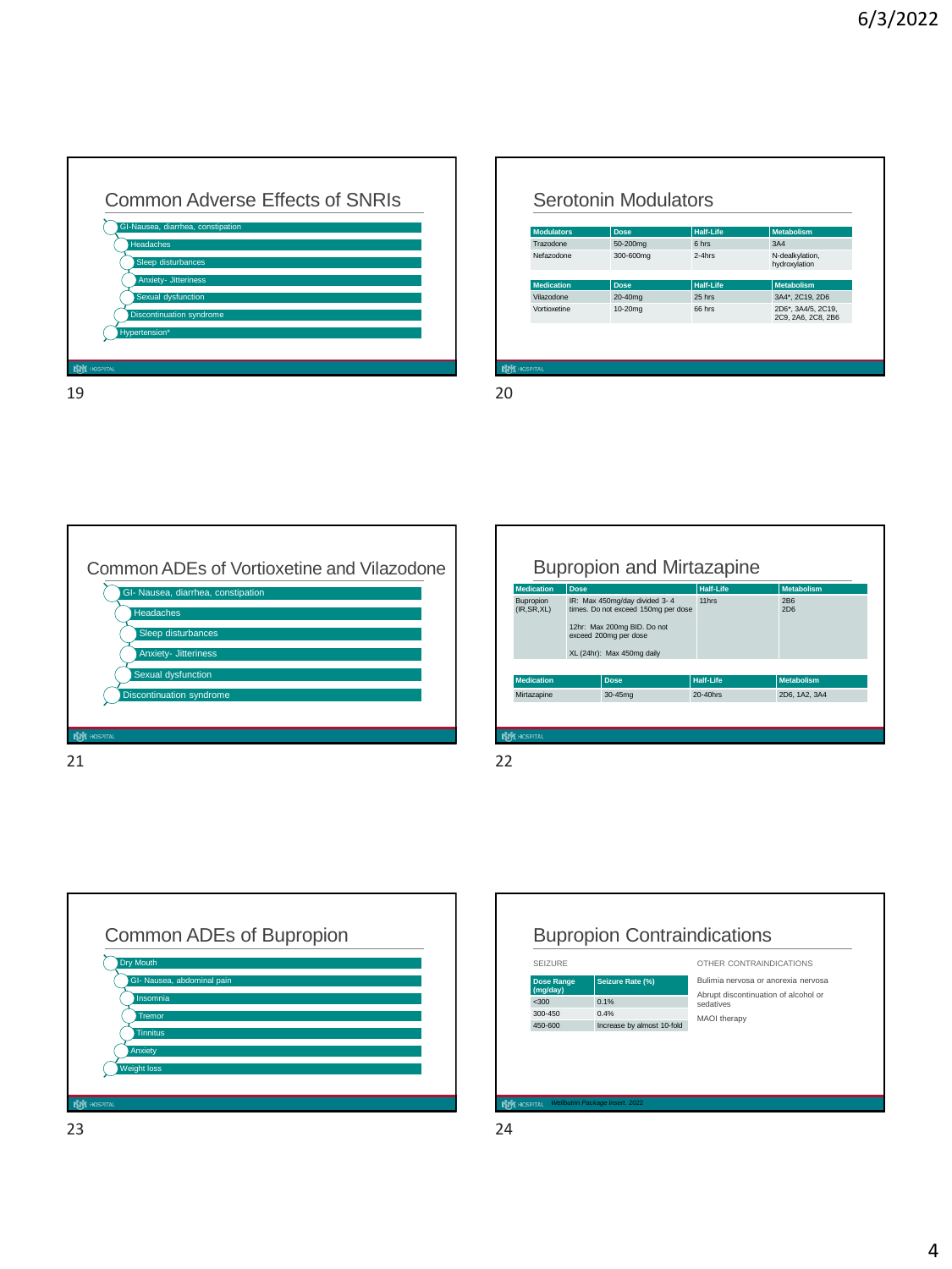## Common Adverse Effects of SNRIs

- GI-Nausea, diarrhea, constipation
- Headaches
- Sleep disturbances
- Anxiety- Jitteriness
- Sexual dysfunction
- Discontinuation syndrome
- Hypertension*

## Serotonin Modulators

| Modulators | Dose | Half-Life | Metabolism |
|---|---|---|---|
| Trazodone | 50-200mg | 6 hrs | 3A4 |
| Nefazodone | 300-600mg | 2-4hrs | N-dealkylation, hydroxylation |

| Medication | Dose | Half-Life | Metabolism |
|---|---|---|---|
| Vilazodone | 20-40mg | 25 hrs | 3A4*, 2C19, 2D6 |
| Vortioxetine | 10-20mg | 66 hrs | 2D6*, 3A4/5, 2C19, 2C9, 2A6, 2C8, 2B6 |

## Common ADEs of Vortioxetine and Vilazodone

- GI- Nausea, diarrhea, constipation
- Headaches
- Sleep disturbances
- Anxiety- Jitteriness
- Sexual dysfunction
- Discontinuation syndrome

## Bupropion and Mirtazapine

| Medication | Dose | Half-Life | Metabolism |
|---|---|---|---|
| Bupropion (IR,SR,XL) | IR: Max 450mg/day divided 3- 4 times. Do not exceed 150mg per dose<br><br>12hr: Max 200mg BID. Do not exceed 200mg per dose<br><br>XL (24hr): Max 450mg daily | 11hrs | 2B6<br>2D6 |

| Medication | Dose | Half-Life | Metabolism |
|---|---|---|---|
| Mirtazapine | 30-45mg | 20-40hrs | 2D6, 1A2, 3A4 |

## Common ADEs of Bupropion

- Dry Mouth
- GI- Nausea, abdominal pain
- Insomnia
- Tremor
- Tinnitus
- Anxiety
- Weight loss

## Bupropion Contraindications

SEIZURE

| Dose Range (mg/day) | Seizure Rate (%) |
|---|---|
| <300 | 0.1% |
| 300-450 | 0.4% |
| 450-600 | Increase by almost 10-fold |

OTHER CONTRAINDICATIONS

- Bulimia nervosa or anorexia nervosa
- Abrupt discontinuation of alcohol or sedatives
- MAOI therapy

*Wellbutrin Package Insert. 2022*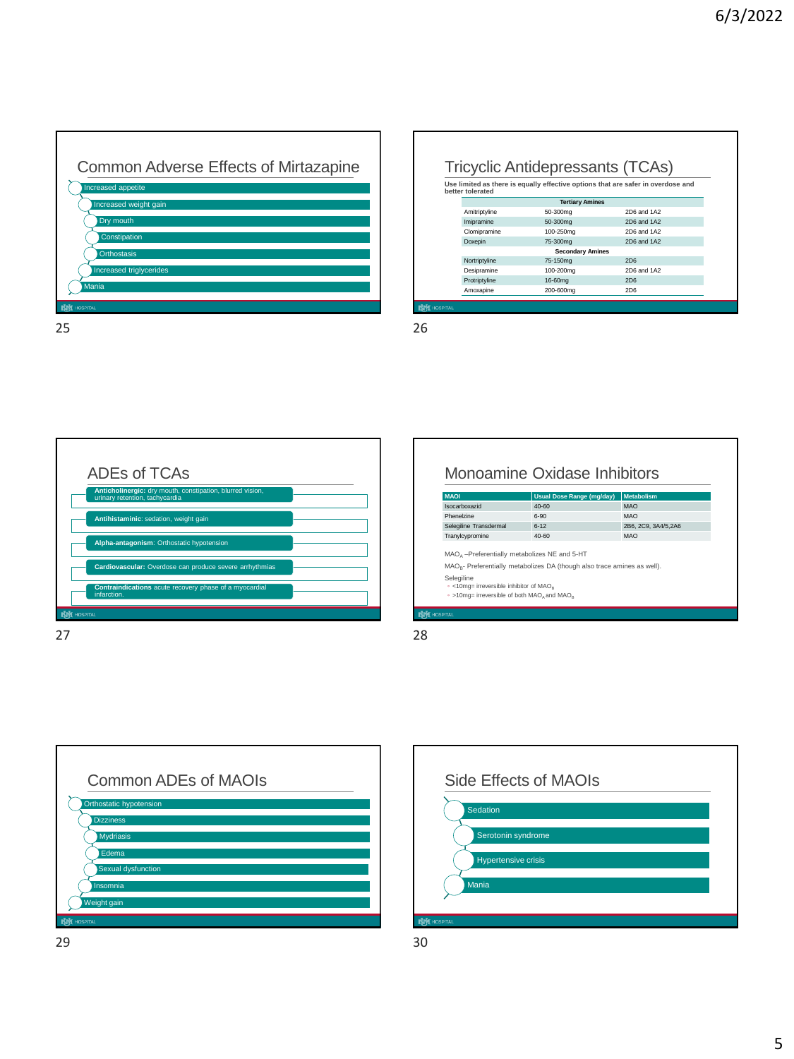## Common Adverse Effects of Mirtazapine

- Increased appetite
- Increased weight gain
- Dry mouth
- Constipation
- Orthostasis
- Increased triglycerides
- Mania

## Tricyclic Antidepressants (TCAs)

**Use limited as there is equally effective options that are safer in overdose and better tolerated**

| Tertiary Amines | | |
|---|---|---|
| Amitriptyline | 50-300mg | 2D6 and 1A2 |
| Imipramine | 50-300mg | 2D6 and 1A2 |
| Clomipramine | 100-250mg | 2D6 and 1A2 |
| Doxepin | 75-300mg | 2D6 and 1A2 |
| **Secondary Amines** | | |
| Nortriptyline | 75-150mg | 2D6 |
| Desipramine | 100-200mg | 2D6 and 1A2 |
| Protriptyline | 16-60mg | 2D6 |
| Amoxapine | 200-600mg | 2D6 |

## ADEs of TCAs

- **Anticholinergic:** dry mouth, constipation, blurred vision, urinary retention, tachycardia
- **Antihistaminic**: sedation, weight gain
- **Alpha-antagonism**: Orthostatic hypotension
- **Cardiovascular:** Overdose can produce severe arrhythmias
- **Contraindications** acute recovery phase of a myocardial infarction.

## Monoamine Oxidase Inhibitors

| MAOI | Usual Dose Range (mg/day) | Metabolism |
|---|---|---|
| Isocarboxazid | 40-60 | MAO |
| Phenelzine | 6-90 | MAO |
| Selegiline Transdermal | 6-12 | 2B6, 2C9, 3A4/5,2A6 |
| Tranylcypromine | 40-60 | MAO |

$MAO_A$ –Preferentially metabolizes NE and 5-HT

$MAO_B$- Preferentially metabolizes DA (though also trace amines as well).

Selegiline
- <10mg= irreversible inhibitor of $MAO_B$
- >10mg= irreversible of both $MAO_A$ and $MAO_B$

## Common ADEs of MAOIs

- Orthostatic hypotension
- Dizziness
- Mydriasis
- Edema
- Sexual dysfunction
- Insomnia
- Weight gain

## Side Effects of MAOIs

- Sedation
- Serotonin syndrome
- Hypertensive crisis
- Mania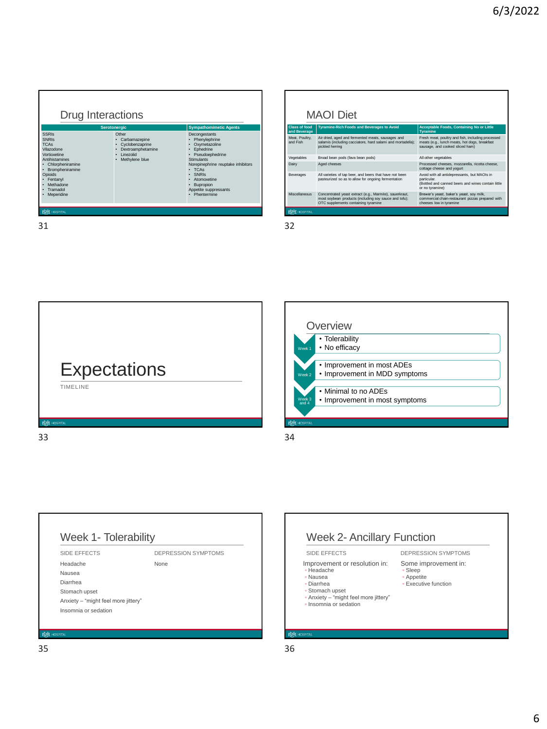## Drug Interactions

| Serotonergic | | Sympathomimetic Agents |
|---|---|---|
| SSRIs<br>SNRIs<br>TCAs<br>Vilazodone<br>Vortioxetine<br>Antihistamines<br>• Chlorpheniramine<br>• Brompheniramine<br>Opioids<br>• Fentanyl<br>• Methadone<br>• Tramadol<br>• Meperidine | Other<br>• Carbamazepine<br>• Cyclobenzaprine<br>• Dextroamphetamine<br>• Linezolid<br>• Methylene blue | Decongestants<br>• Phenylephrine<br>• Oxymetazoline<br>• Ephedrine<br>• Pseudoephedrine<br>Stimulants<br>Norepinephrine reuptake inhibitors<br>• TCAs<br>• SNRIs<br>• Atomoxetine<br>• Bupropion<br>Appetite suppressants<br>• Phentermine |

## MAOI Diet

| Class of food and Beverage | Tyramine-Rich Foods and Beverages to Avoid | Acceptable Foods, Containing No or Little Tyramine |
|---|---|---|
| Meat, Poultry, and Fish | Air dried, aged and fermented meats, sausages and salamis (including cacciatore, hard salami and mortadella); pickled herring | Fresh meat, poultry and fish, including processed meats (e.g., lunch meats, hot dogs, breakfast sausage, and cooked sliced ham) |
| Vegetables | Broad bean pods (fava bean pods) | All other vegetables |
| Dairy | Aged cheeses | Processed cheeses, mozzarella, ricotta cheese, cottage cheese and yogurt |
| Beverages | All varieties of tap beer, and beers that have not been pasteurized so as to allow for ongoing fermentation | Avoid with all antidepressants, but MAOIs in particular.<br>(Bottled and canned beers and wines contain little or no tyramine) |
| Miscellaneous | Concentrated yeast extract (e.g., Marmite), sauerkraut, most soybean products (including soy sauce and tofu); OTC supplements containing tyramine | Brewer's yeast, baker's yeast, soy milk, commercial chain-restaurant pizzas prepared with cheeses low in tyramine |

# Expectations

TIMELINE

## Overview

- Week 1
  - Tolerability
  - No efficacy
- Week 2
  - Improvement in most ADEs
  - Improvement in MDD symptoms
- Week 3 and 4
  - Minimal to no ADEs
  - Improvement in most symptoms

## Week 1- Tolerability

**SIDE EFFECTS**

Headache

Nausea

Diarrhea

Stomach upset

Anxiety – "might feel more jittery"

Insomnia or sedation

**DEPRESSION SYMPTOMS**

None

## Week 2- Ancillary Function

**SIDE EFFECTS**

Improvement or resolution in:
- Headache
- Nausea
- Diarrhea
- Stomach upset
- Anxiety – "might feel more jittery"
- Insomnia or sedation

**DEPRESSION SYMPTOMS**

Some improvement in:
- Sleep
- Appetite
- Executive function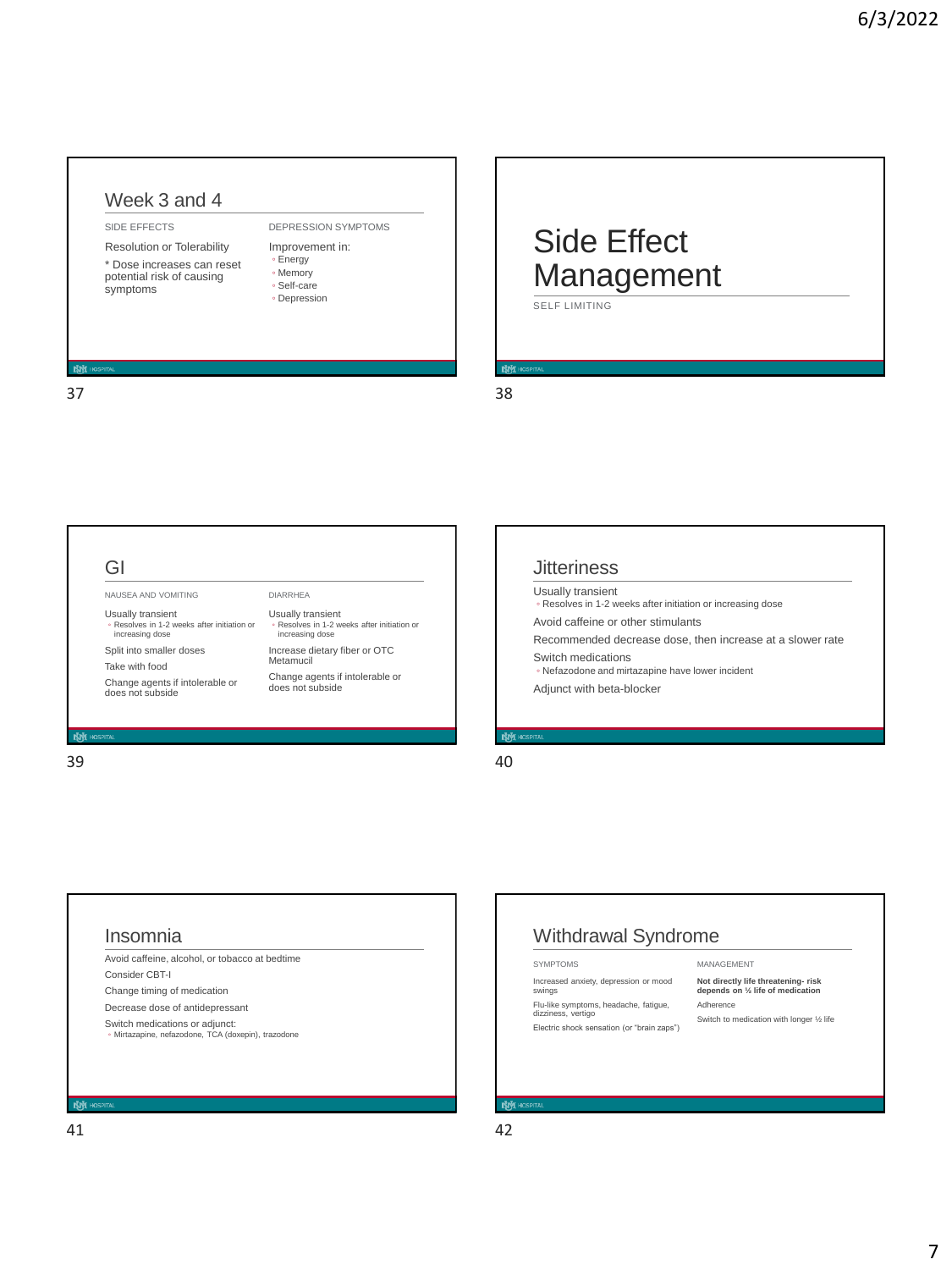## Week 3 and 4

SIDE EFFECTS

Resolution or Tolerability

* Dose increases can reset potential risk of causing symptoms

DEPRESSION SYMPTOMS

Improvement in:
- Energy
- Memory
- Self-care
- Depression

# Side Effect Management

SELF LIMITING

## GI

NAUSEA AND VOMITING

Usually transient
- Resolves in 1-2 weeks after initiation or increasing dose

Split into smaller doses

Take with food

Change agents if intolerable or does not subside

DIARRHEA

Usually transient
- Resolves in 1-2 weeks after initiation or increasing dose

Increase dietary fiber or OTC Metamucil

Change agents if intolerable or does not subside

## Jitteriness

Usually transient
- Resolves in 1-2 weeks after initiation or increasing dose

Avoid caffeine or other stimulants

Recommended decrease dose, then increase at a slower rate

Switch medications
- Nefazodone and mirtazapine have lower incident

Adjunct with beta-blocker

## Insomnia

Avoid caffeine, alcohol, or tobacco at bedtime

Consider CBT-I

Change timing of medication

Decrease dose of antidepressant

Switch medications or adjunct:
- Mirtazapine, nefazodone, TCA (doxepin), trazodone

## Withdrawal Syndrome

SYMPTOMS

Increased anxiety, depression or mood swings

Flu-like symptoms, headache, fatigue, dizziness, vertigo

Electric shock sensation (or "brain zaps")

MANAGEMENT

**Not directly life threatening- risk depends on ½ life of medication**

Adherence

Switch to medication with longer ½ life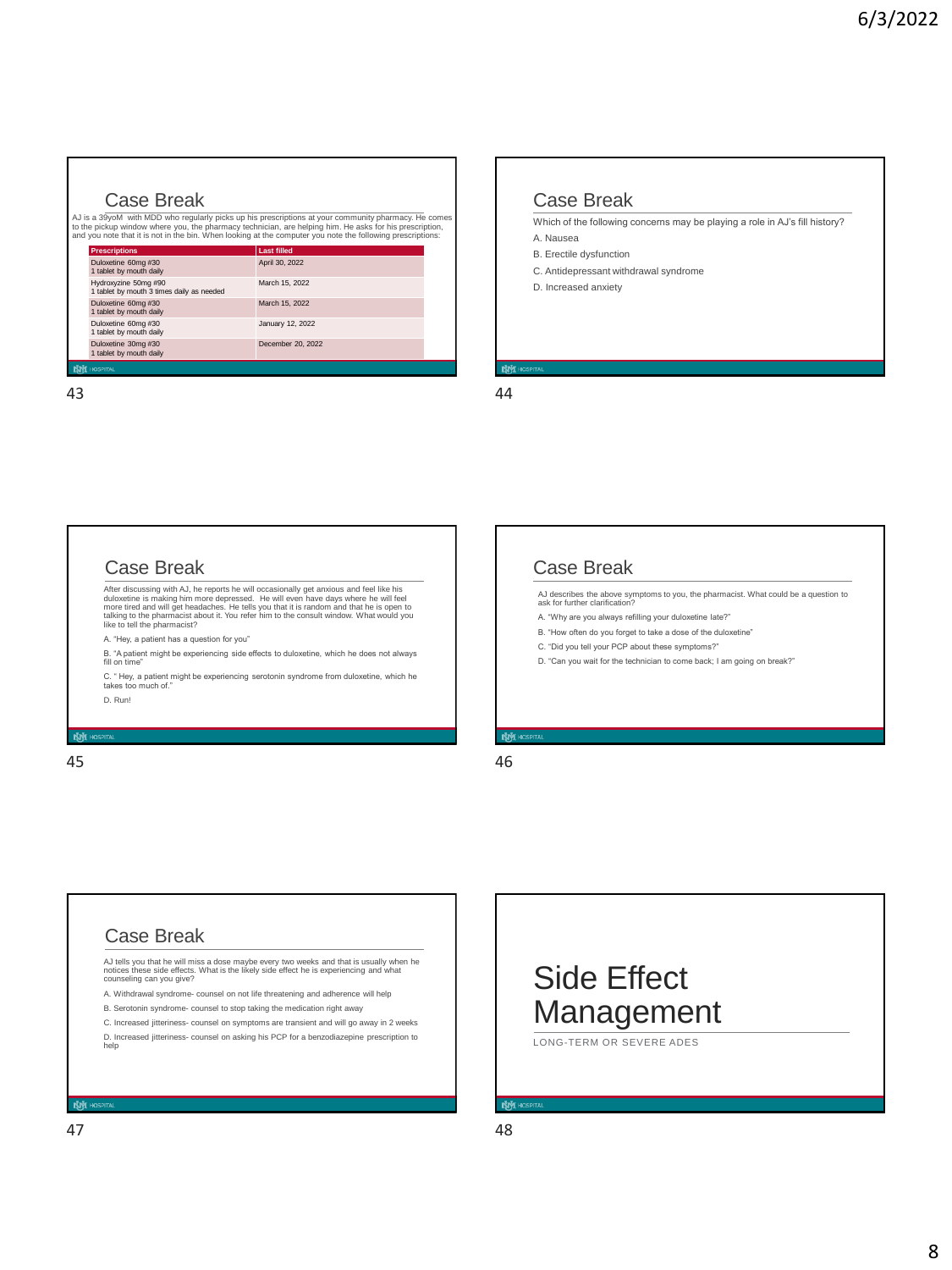## Case Break

AJ is a 39yoM with MDD who regularly picks up his prescriptions at your community pharmacy. He comes to the pickup window where you, the pharmacy technician, are helping him. He asks for his prescription, and you note that it is not in the bin. When looking at the computer you note the following prescriptions:

| Prescriptions | Last filled |
| --- | --- |
| Duloxetine 60mg #30<br>1 tablet by mouth daily | April 30, 2022 |
| Hydroxyzine 50mg #90<br>1 tablet by mouth 3 times daily as needed | March 15, 2022 |
| Duloxetine 60mg #30<br>1 tablet by mouth daily | March 15, 2022 |
| Duloxetine 60mg #30<br>1 tablet by mouth daily | January 12, 2022 |
| Duloxetine 30mg #30<br>1 tablet by mouth daily | December 20, 2022 |

## Case Break

Which of the following concerns may be playing a role in AJ's fill history?

A. Nausea

B. Erectile dysfunction

C. Antidepressant withdrawal syndrome

D. Increased anxiety

## Case Break

After discussing with AJ, he reports he will occasionally get anxious and feel like his duloxetine is making him more depressed. He will even have days where he will feel more tired and will get headaches. He tells you that it is random and that he is open to talking to the pharmacist about it. You refer him to the consult window. What would you like to tell the pharmacist?

A. "Hey, a patient has a question for you"

B. "A patient might be experiencing side effects to duloxetine, which he does not always fill on time"

C. " Hey, a patient might be experiencing serotonin syndrome from duloxetine, which he takes too much of."

D. Run!

## Case Break

AJ describes the above symptoms to you, the pharmacist. What could be a question to ask for further clarification?

A. "Why are you always refilling your duloxetine late?"

B. "How often do you forget to take a dose of the duloxetine"

C. "Did you tell your PCP about these symptoms?"

D. "Can you wait for the technician to come back; I am going on break?"

## Case Break

AJ tells you that he will miss a dose maybe every two weeks and that is usually when he notices these side effects. What is the likely side effect he is experiencing and what counseling can you give?

A. Withdrawal syndrome- counsel on not life threatening and adherence will help

B. Serotonin syndrome- counsel to stop taking the medication right away

C. Increased jitteriness- counsel on symptoms are transient and will go away in 2 weeks

D. Increased jitteriness- counsel on asking his PCP for a benzodiazepine prescription to help

# Side Effect Management

LONG-TERM OR SEVERE ADES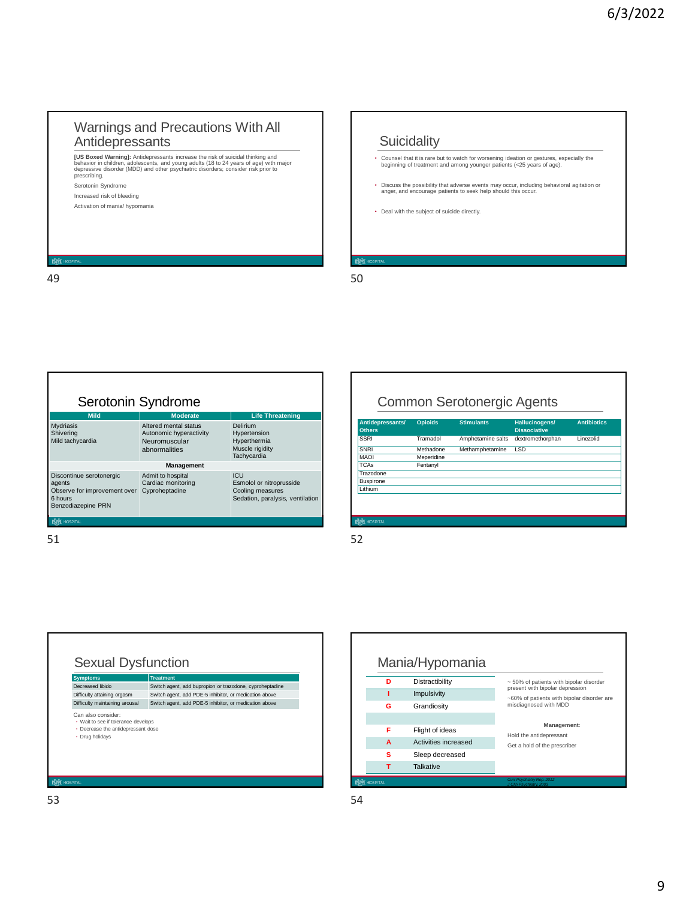## Warnings and Precautions With All Antidepressants

**[US Boxed Warning]:** Antidepressants increase the risk of suicidal thinking and behavior in children, adolescents, and young adults (18 to 24 years of age) with major depressive disorder (MDD) and other psychiatric disorders; consider risk prior to prescribing.

Serotonin Syndrome

Increased risk of bleeding

Activation of mania/ hypomania

## Suicidality

- Counsel that it is rare but to watch for worsening ideation or gestures, especially the beginning of treatment and among younger patients (<25 years of age).
- Discuss the possibility that adverse events may occur, including behavioral agitation or anger, and encourage patients to seek help should this occur.
- Deal with the subject of suicide directly.

## Serotonin Syndrome

| Mild | Moderate | Life Threatening |
|---|---|---|
| Mydriasis<br>Shivering<br>Mild tachycardia | Altered mental status<br>Autonomic hyperactivity<br>Neuromuscular abnormalities | Delirium<br>Hypertension<br>Hyperthermia<br>Muscle rigidity<br>Tachycardia |
| | **Management** | |
| Discontinue serotonergic agents<br>Observe for improvement over 6 hours<br>Benzodiazepine PRN | Admit to hospital<br>Cardiac monitoring<br>Cyproheptadine | ICU<br>Esmolol or nitroprusside<br>Cooling measures<br>Sedation, paralysis, ventilation |

## Common Serotonergic Agents

| Antidepressants/ Others | Opioids | Stimulants | Hallucinogens/ Dissociative | Antibiotics |
|---|---|---|---|---|
| SSRI | Tramadol | Amphetamine salts | dextromethorphan | Linezolid |
| SNRI | Methadone | Methamphetamine | LSD | |
| MAOI | Meperidine | | | |
| TCAs | Fentanyl | | | |
| Trazodone | | | | |
| Buspirone | | | | |
| Lithium | | | | |

## Sexual Dysfunction

| Symptoms | Treatment |
|---|---|
| Decreased libido | Switch agent, add bupropion or trazodone, cyproheptadine |
| Difficulty attaining orgasm | Switch agent, add PDE-5 inhibitor, or medication above |
| Difficulty maintaining arousal | Switch agent, add PDE-5 inhibitor, or medication above |

Can also consider:
- Wait to see if tolerance develops
- Decrease the antidepressant dose
- Drug holidays

## Mania/Hypomania

| | |
|---|---|
| **D** | Distractibility |
| **I** | Impulsivity |
| **G** | Grandiosity |
| | |
| **F** | Flight of ideas |
| **A** | Activities increased |
| **S** | Sleep decreased |
| **T** | Talkative |

~ 50% of patients with bipolar disorder present with bipolar depression

~60% of patients with bipolar disorder are misdiagnosed with MDD

**Management**:

Hold the antidepressant

Get a hold of the prescriber

*Curr Psychiatry Rep. 2012*
*J Clin Psychiatry. 2003*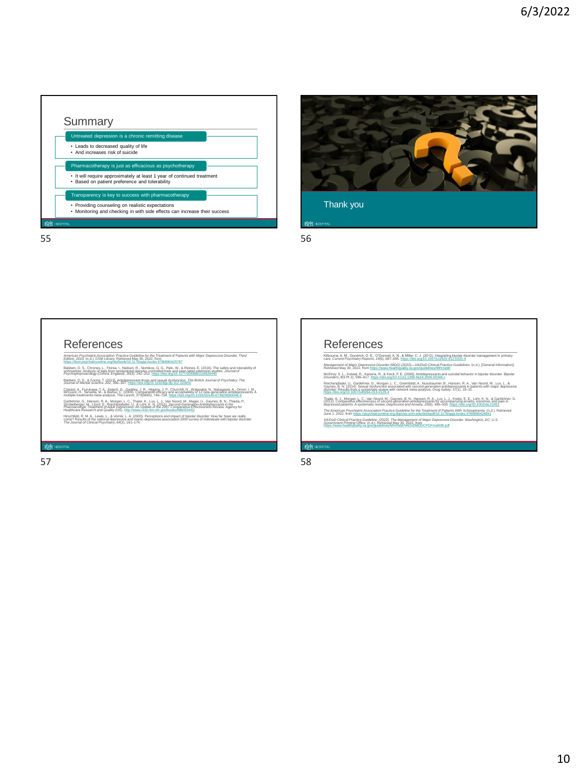## Summary

**Untreated depression is a chronic remitting disease**

- Leads to decreased quality of life
- And increases risk of suicide

**Pharmacotherapy is just as efficacious as psychotherapy**

- It will require approximately at least 1 year of continued treatment
- Based on patient preference and tolerability

**Transparency is key to success with pharmacotherapy**

- Providing counseling on realistic expectations
- Monitoring and checking in with side effects can increase their success

Thank you

## References

*American Psychiatric Association: Practice Guideline for the Treatment of Patients with Major Depressive Disorder, Third Edition, 2010.* (n.d.). DSM Library. Retrieved May 30, 2022, from https://dsm.psychiatryonline.org/doi/book/10.1176/appi.books.9780890425787

Baldwin, D. S., Chrones, L., Florea, I., Nielsen, R., Nomikos, G. G., Palo, W., & Reines, E. (2016). The safety and tolerability of vortioxetine: Analysis of data from randomized placebo-controlled trials and open-label extension studies. *Journal of Psychopharmacology (Oxford, England)*, *30*(3), 242–252. https://doi.org/10.1177/0269881116628440

Baldwin, D. S., & Foong, T. (2013). Antidepressant drugs and sexual dysfunction. *The British Journal of Psychiatry: The Journal of Mental Science*, *202*, 396–397. https://doi.org/10.1192/bjp.bp.112.110650

Cipriani, A., Furukawa, T. A., Salanti, G., Geddes, J. R., Higgins, J. P., Churchill, R., Watanabe, N., Nakagawa, A., Omori, I. M., McGuire, H., Tansella, M., & Barbui, C. (2009). Comparative efficacy and acceptability of 12 new-generation antidepressants: A multiple-treatments meta-analysis. *The Lancet*, *373*(9665), 746–758. https://doi.org/10.1016/S0140-6736(09)60046-5

Gartlehner, G., Hansen, R. A., Morgan, L. C., Thaler, K., Lux, L. J., Van Noord, M., Mager, U., Gaynes, B. N., Thieda, P., Strobelberger, M., Lloyd, S., Reichenpfader, U., & Lohr, K. N. (2011). *Second-Generation Antidepressants in the Pharmacologic Treatment of Adult Depression: An Update of the 2007 Comparative Effectiveness Review*. Agency for Healthcare Research and Quality (US). http://www.ncbi.nlm.nih.gov/books/NBK83442/

Hirschfeld, R. M. A., Lewis, L., & Vornik, L. A. (2003). Perceptions and impact of bipolar disorder: How far have we really come? Results of the national depressive and manic-depressive association 2000 survey of individuals with bipolar disorder. *The Journal of Clinical Psychiatry*, *64*(2), 161–174.

## References

Kilbourne, A. M., Goodrich, D. E., O'Donnell, A. N., & Miller, C. J. (2012). Integrating bipolar disorder management in primary care. *Current Psychiatry Reports*, *14*(6), 687–695. https://doi.org/10.1007/s11920-012-0325-4

*Management of Major Depressive Disorder (MDD) (2022)—VA/DoD Clinical Practice Guidelines*. (n.d.). [General Information]. Retrieved May 30, 2022, from https://www.healthquality.va.gov/guidelines/MH/mdd/

McElroy, S. L., Kotwal, R., Kaneria, R., & Keck, P. E. (2006). Antidepressants and suicidal behavior in bipolar disorder. *Bipolar Disorders*, *8*(5 Pt 2), 596–617. https://doi.org/10.1111/j.1399-5618.2006.00348.x

Reichenpfader, U., Gartlehner, G., Morgan, L. C., Greenblatt, A., Nussbaumer, B., Hansen, R. A., Van Noord, M., Lux, L., & Gaynes, B. N. (2014). Sexual dysfunction associated with second-generation antidepressants in patients with major depressive disorder: Results from a systematic review with network meta-analysis. *Drug Safety*, *37*(1), 19–31. https://doi.org/10.1007/s40264-013-0129-4

Thaler, K. J., Morgan, L. C., Van Noord, M., Gaynes, B. N., Hansen, R. A., Lux, L. J., Krebs, E. E., Lohr, K. N., & Gartlehner, G. (2012). Comparative effectiveness of second-generation antidepressants for accompanying anxiety, insomnia, and pain in depressed patients: A systematic review. *Depression and Anxiety*, *29*(6), 495–505. https://doi.org/10.1002/da.21951

*The American Psychiatric Association Practice Guideline for the Treatment of Patients With Schizophrenia*. (n.d.). Retrieved June 1, 2022, from https://psychiatryonline-org.libproxy.unm.edu/doi/epdf/10.1176/appi.books.9780890424841

*VA/DoD Clinical Practice Guideline. (2022). The Management of Major Depressive Disorder. Washington, DC: U.S. Government Printing Office*. (n.d.). Retrieved May 30, 2022, from https://www.healthquality.va.gov/guidelines/MH/mdd/VADoDMDDCPGFinal508.pdf